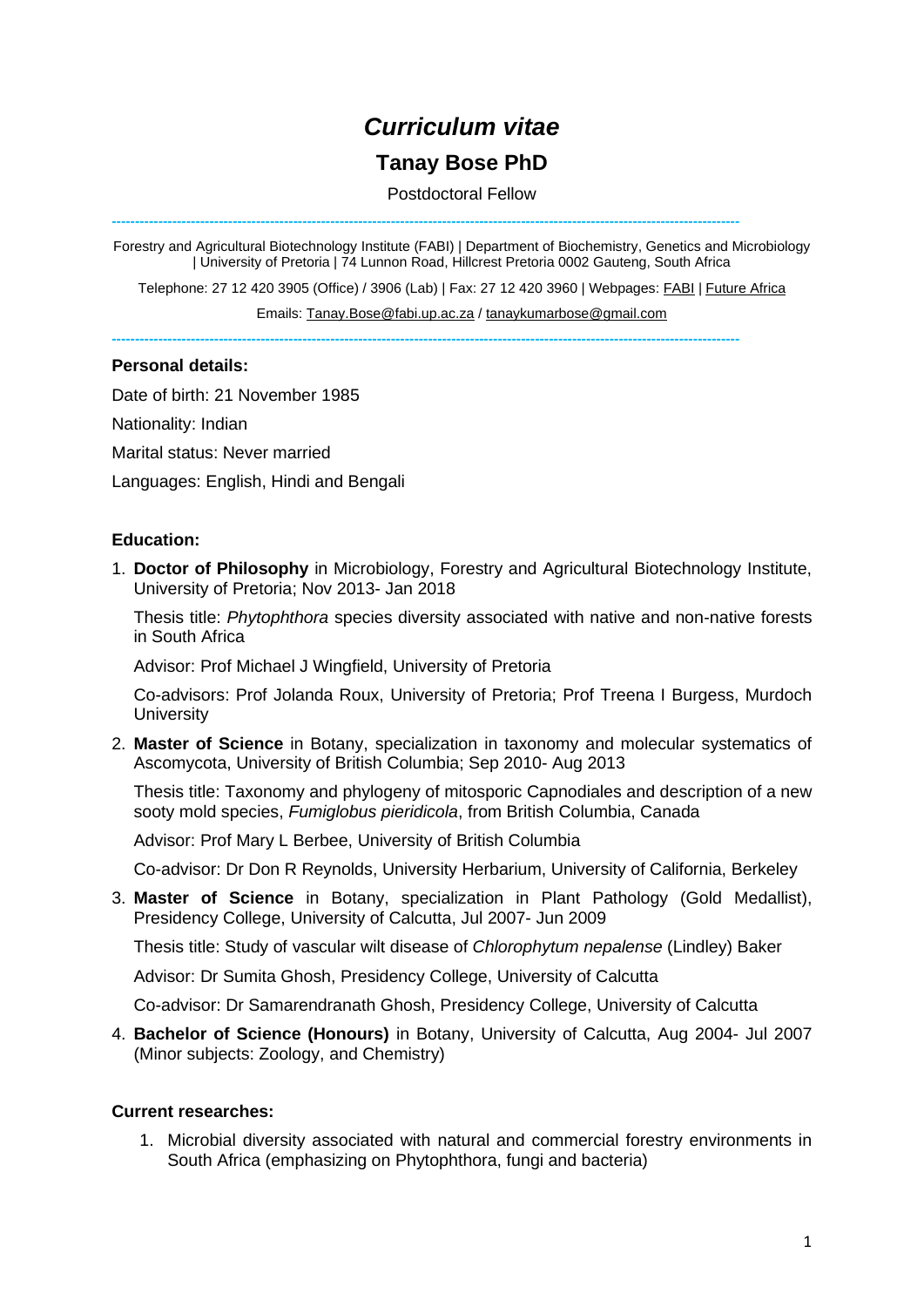# *Curriculum vitae*

## Tanay Bose PhD

Postdoctoral Fellow

---

Forestry and Agricultural Biotechnology Institute (FABI) | Department of Biochemistry, Genetics and Microbiology | University of Pretoria | 74 Lunnon Road, Hillcrest Pretoria 0002 Gauteng, South Africa

Telephone: 27 12 420 3905 (Office) / 3906 (Lab) | Fax: 27 12 420 3960 | Webpages: FABI | Future Africa

Emails: Tanay.Bose@fabi.up.ac.za / tanaykumarbose@gmail.com

---

**Personal details:**

Date of birth: 21 November 1985

Nationality: Indian

Marital status: Never married

Languages: English, Hindi and Bengali

**Education:**

1. **Doctor of Philosophy** in Microbiology, Forestry and Agricultural Biotechnology Institute, University of Pretoria; Nov 2013- Jan 2018

   Thesis title: *Phytophthora* species diversity associated with native and non-native forests in South Africa

   Advisor: Prof Michael J Wingfield, University of Pretoria

   Co-advisors: Prof Jolanda Roux, University of Pretoria; Prof Treena I Burgess, Murdoch University

2. **Master of Science** in Botany, specialization in taxonomy and molecular systematics of Ascomycota, University of British Columbia; Sep 2010- Aug 2013

   Thesis title: Taxonomy and phylogeny of mitosporic Capnodiales and description of a new sooty mold species, *Fumiglobus pieridicola*, from British Columbia, Canada

   Advisor: Prof Mary L Berbee, University of British Columbia

   Co-advisor: Dr Don R Reynolds, University Herbarium, University of California, Berkeley

3. **Master of Science** in Botany, specialization in Plant Pathology (Gold Medallist), Presidency College, University of Calcutta, Jul 2007- Jun 2009

   Thesis title: Study of vascular wilt disease of *Chlorophytum nepalense* (Lindley) Baker

   Advisor: Dr Sumita Ghosh, Presidency College, University of Calcutta

   Co-advisor: Dr Samarendranath Ghosh, Presidency College, University of Calcutta

4. **Bachelor of Science (Honours)** in Botany, University of Calcutta, Aug 2004- Jul 2007 (Minor subjects: Zoology, and Chemistry)

**Current researches:**

1. Microbial diversity associated with natural and commercial forestry environments in South Africa (emphasizing on Phytophthora, fungi and bacteria)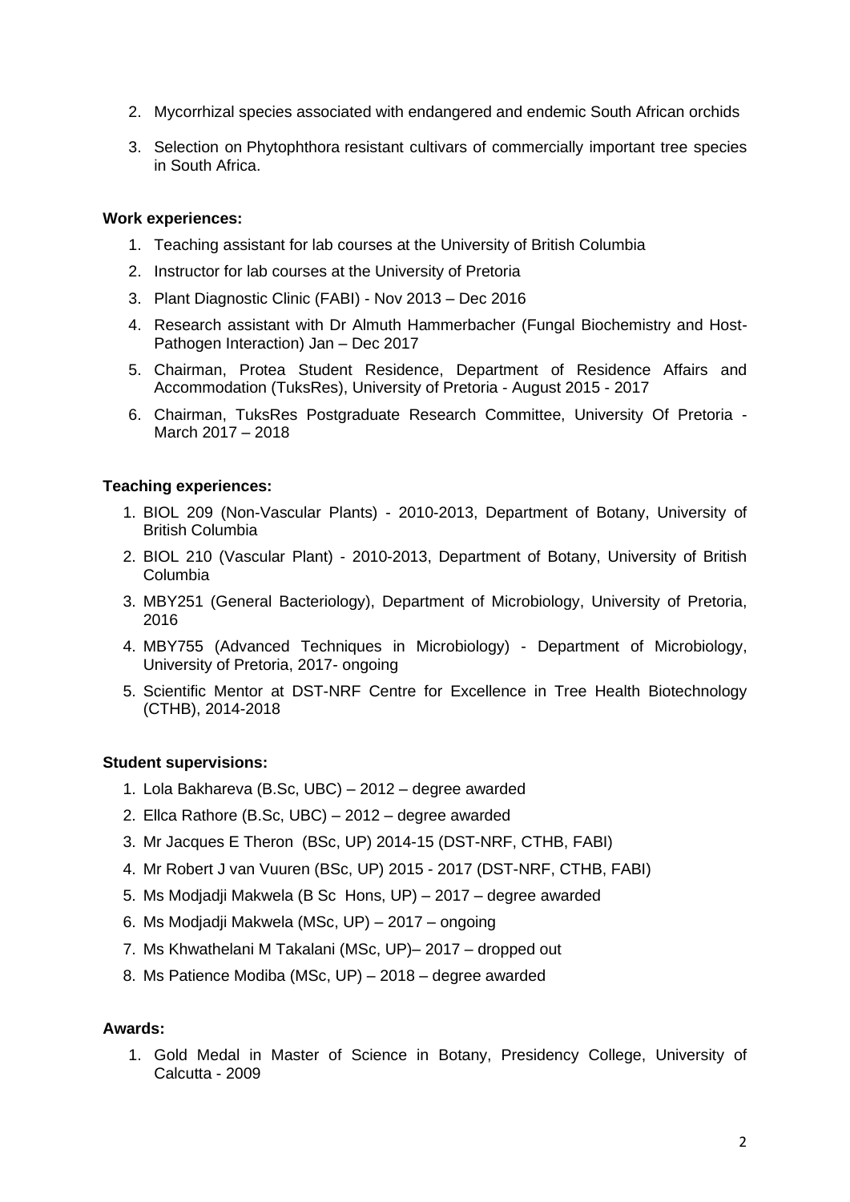2. Mycorrhizal species associated with endangered and endemic South African orchids
3. Selection on Phytophthora resistant cultivars of commercially important tree species in South Africa.

**Work experiences:**

1. Teaching assistant for lab courses at the University of British Columbia
2. Instructor for lab courses at the University of Pretoria
3. Plant Diagnostic Clinic (FABI) - Nov 2013 – Dec 2016
4. Research assistant with Dr Almuth Hammerbacher (Fungal Biochemistry and Host-Pathogen Interaction) Jan – Dec 2017
5. Chairman, Protea Student Residence, Department of Residence Affairs and Accommodation (TuksRes), University of Pretoria - August 2015 - 2017
6. Chairman, TuksRes Postgraduate Research Committee, University Of Pretoria - March 2017 – 2018

**Teaching experiences:**

1. BIOL 209 (Non-Vascular Plants) - 2010-2013, Department of Botany, University of British Columbia
2. BIOL 210 (Vascular Plant) - 2010-2013, Department of Botany, University of British Columbia
3. MBY251 (General Bacteriology), Department of Microbiology, University of Pretoria, 2016
4. MBY755 (Advanced Techniques in Microbiology) - Department of Microbiology, University of Pretoria, 2017- ongoing
5. Scientific Mentor at DST-NRF Centre for Excellence in Tree Health Biotechnology (CTHB), 2014-2018

**Student supervisions:**

1. Lola Bakhareva (B.Sc, UBC) – 2012 – degree awarded
2. Ellca Rathore (B.Sc, UBC) – 2012 – degree awarded
3. Mr Jacques E Theron (BSc, UP) 2014-15 (DST-NRF, CTHB, FABI)
4. Mr Robert J van Vuuren (BSc, UP) 2015 - 2017 (DST-NRF, CTHB, FABI)
5. Ms Modjadji Makwela (B Sc Hons, UP) – 2017 – degree awarded
6. Ms Modjadji Makwela (MSc, UP) – 2017 – ongoing
7. Ms Khwathelani M Takalani (MSc, UP)– 2017 – dropped out
8. Ms Patience Modiba (MSc, UP) – 2018 – degree awarded

**Awards:**

1. Gold Medal in Master of Science in Botany, Presidency College, University of Calcutta - 2009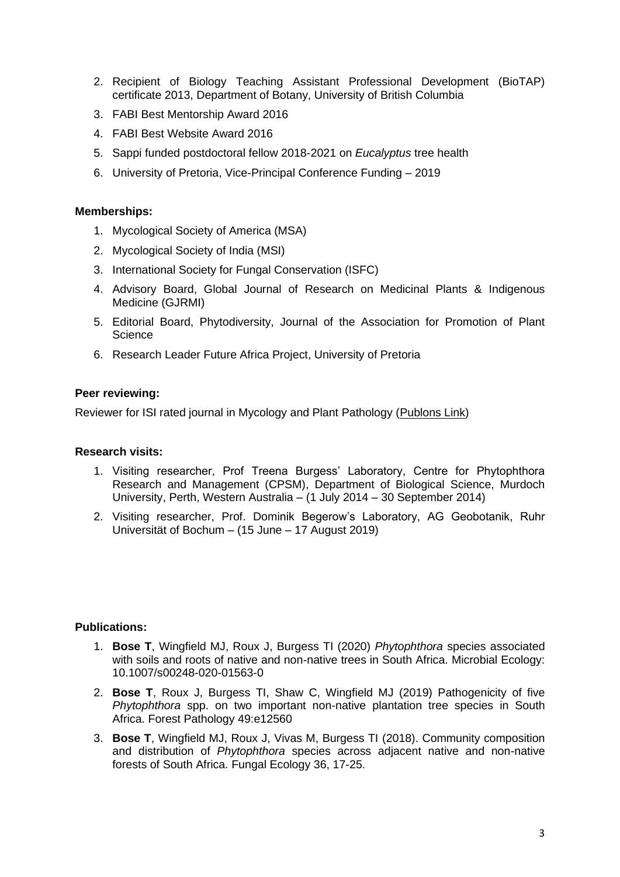2. Recipient of Biology Teaching Assistant Professional Development (BioTAP) certificate 2013, Department of Botany, University of British Columbia
3. FABI Best Mentorship Award 2016
4. FABI Best Website Award 2016
5. Sappi funded postdoctoral fellow 2018-2021 on *Eucalyptus* tree health
6. University of Pretoria, Vice-Principal Conference Funding – 2019

**Memberships:**

1. Mycological Society of America (MSA)
2. Mycological Society of India (MSI)
3. International Society for Fungal Conservation (ISFC)
4. Advisory Board, Global Journal of Research on Medicinal Plants & Indigenous Medicine (GJRMI)
5. Editorial Board, Phytodiversity, Journal of the Association for Promotion of Plant Science
6. Research Leader Future Africa Project, University of Pretoria

**Peer reviewing:**

Reviewer for ISI rated journal in Mycology and Plant Pathology (Publons Link)

**Research visits:**

1. Visiting researcher, Prof Treena Burgess' Laboratory, Centre for Phytophthora Research and Management (CPSM), Department of Biological Science, Murdoch University, Perth, Western Australia – (1 July 2014 – 30 September 2014)
2. Visiting researcher, Prof. Dominik Begerow's Laboratory, AG Geobotanik, Ruhr Universität of Bochum – (15 June – 17 August 2019)

**Publications:**

1. **Bose T**, Wingfield MJ, Roux J, Burgess TI (2020) *Phytophthora* species associated with soils and roots of native and non-native trees in South Africa. Microbial Ecology: 10.1007/s00248-020-01563-0
2. **Bose T**, Roux J, Burgess TI, Shaw C, Wingfield MJ (2019) Pathogenicity of five *Phytophthora* spp. on two important non-native plantation tree species in South Africa. Forest Pathology 49:e12560
3. **Bose T**, Wingfield MJ, Roux J, Vivas M, Burgess TI (2018). Community composition and distribution of *Phytophthora* species across adjacent native and non-native forests of South Africa. Fungal Ecology 36, 17-25.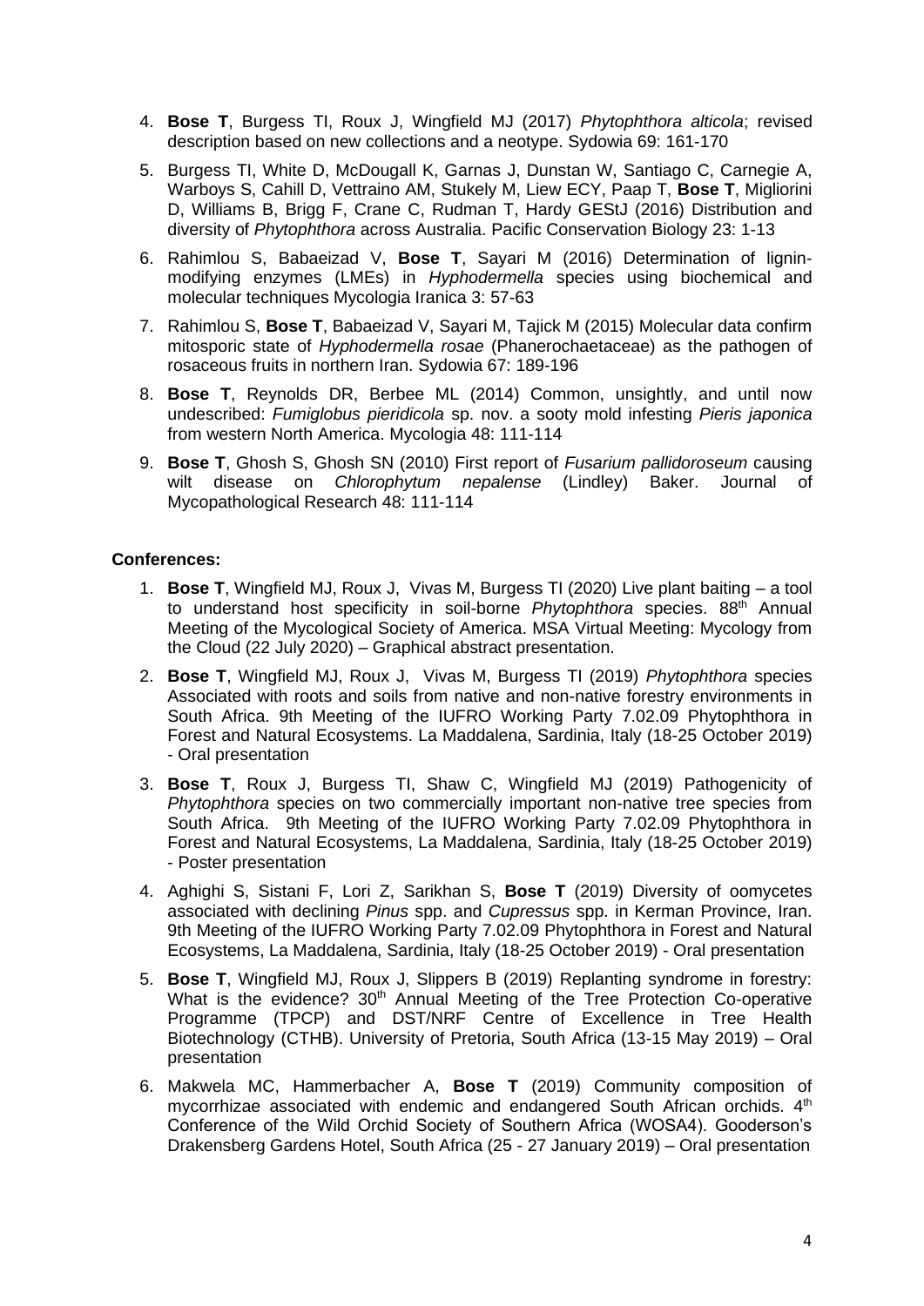4. **Bose T**, Burgess TI, Roux J, Wingfield MJ (2017) *Phytophthora alticola*; revised description based on new collections and a neotype. Sydowia 69: 161-170

5. Burgess TI, White D, McDougall K, Garnas J, Dunstan W, Santiago C, Carnegie A, Warboys S, Cahill D, Vettraino AM, Stukely M, Liew ECY, Paap T, **Bose T**, Migliorini D, Williams B, Brigg F, Crane C, Rudman T, Hardy GEStJ (2016) Distribution and diversity of *Phytophthora* across Australia. Pacific Conservation Biology 23: 1-13

6. Rahimlou S, Babaeizad V, **Bose T**, Sayari M (2016) Determination of lignin-modifying enzymes (LMEs) in *Hyphodermella* species using biochemical and molecular techniques Mycologia Iranica 3: 57-63

7. Rahimlou S, **Bose T**, Babaeizad V, Sayari M, Tajick M (2015) Molecular data confirm mitosporic state of *Hyphodermella rosae* (Phanerochaetaceae) as the pathogen of rosaceous fruits in northern Iran. Sydowia 67: 189-196

8. **Bose T**, Reynolds DR, Berbee ML (2014) Common, unsightly, and until now undescribed: *Fumiglobus pieridicola* sp. nov. a sooty mold infesting *Pieris japonica* from western North America. Mycologia 48: 111-114

9. **Bose T**, Ghosh S, Ghosh SN (2010) First report of *Fusarium pallidoroseum* causing wilt disease on *Chlorophytum nepalense* (Lindley) Baker. Journal of Mycopathological Research 48: 111-114

**Conferences:**

1. **Bose T**, Wingfield MJ, Roux J, Vivas M, Burgess TI (2020) Live plant baiting – a tool to understand host specificity in soil-borne *Phytophthora* species. 88th Annual Meeting of the Mycological Society of America. MSA Virtual Meeting: Mycology from the Cloud (22 July 2020) – Graphical abstract presentation.

2. **Bose T**, Wingfield MJ, Roux J, Vivas M, Burgess TI (2019) *Phytophthora* species Associated with roots and soils from native and non-native forestry environments in South Africa. 9th Meeting of the IUFRO Working Party 7.02.09 Phytophthora in Forest and Natural Ecosystems. La Maddalena, Sardinia, Italy (18-25 October 2019) - Oral presentation

3. **Bose T**, Roux J, Burgess TI, Shaw C, Wingfield MJ (2019) Pathogenicity of *Phytophthora* species on two commercially important non-native tree species from South Africa. 9th Meeting of the IUFRO Working Party 7.02.09 Phytophthora in Forest and Natural Ecosystems, La Maddalena, Sardinia, Italy (18-25 October 2019) - Poster presentation

4. Aghighi S, Sistani F, Lori Z, Sarikhan S, **Bose T** (2019) Diversity of oomycetes associated with declining *Pinus* spp. and *Cupressus* spp. in Kerman Province, Iran. 9th Meeting of the IUFRO Working Party 7.02.09 Phytophthora in Forest and Natural Ecosystems, La Maddalena, Sardinia, Italy (18-25 October 2019) - Oral presentation

5. **Bose T**, Wingfield MJ, Roux J, Slippers B (2019) Replanting syndrome in forestry: What is the evidence? 30th Annual Meeting of the Tree Protection Co-operative Programme (TPCP) and DST/NRF Centre of Excellence in Tree Health Biotechnology (CTHB). University of Pretoria, South Africa (13-15 May 2019) – Oral presentation

6. Makwela MC, Hammerbacher A, **Bose T** (2019) Community composition of mycorrhizae associated with endemic and endangered South African orchids. 4th Conference of the Wild Orchid Society of Southern Africa (WOSA4). Gooderson's Drakensberg Gardens Hotel, South Africa (25 - 27 January 2019) – Oral presentation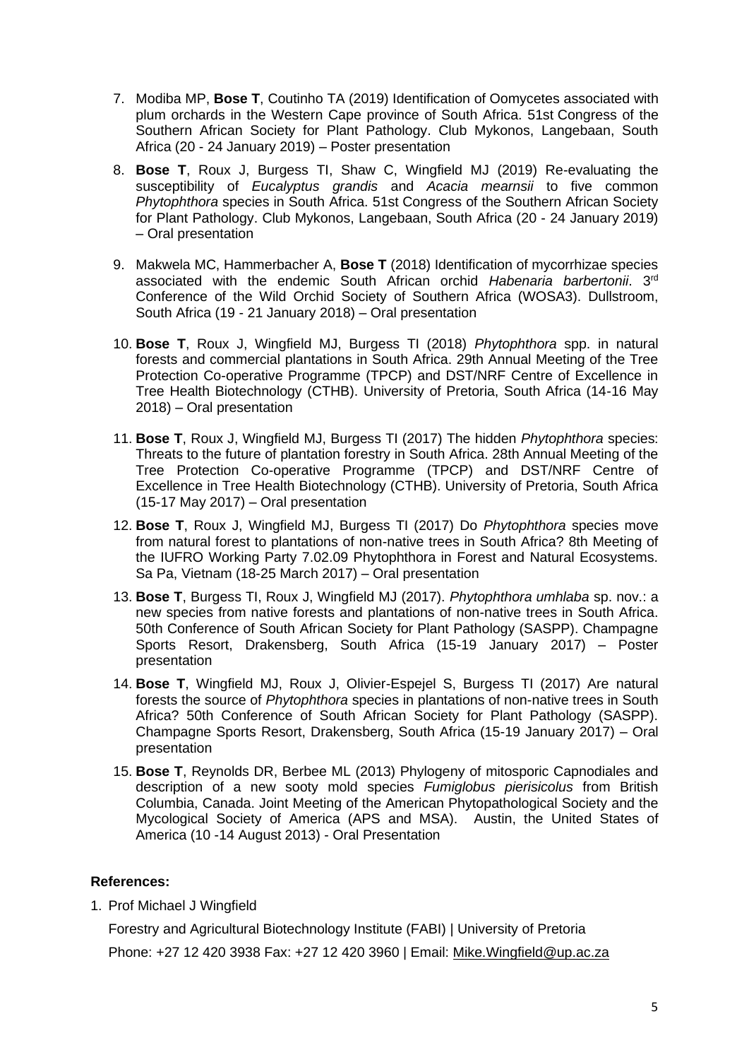7. Modiba MP, **Bose T**, Coutinho TA (2019) Identification of Oomycetes associated with plum orchards in the Western Cape province of South Africa. 51st Congress of the Southern African Society for Plant Pathology. Club Mykonos, Langebaan, South Africa (20 - 24 January 2019) – Poster presentation

8. **Bose T**, Roux J, Burgess TI, Shaw C, Wingfield MJ (2019) Re-evaluating the susceptibility of *Eucalyptus grandis* and *Acacia mearnsii* to five common *Phytophthora* species in South Africa. 51st Congress of the Southern African Society for Plant Pathology. Club Mykonos, Langebaan, South Africa (20 - 24 January 2019) – Oral presentation

9. Makwela MC, Hammerbacher A, **Bose T** (2018) Identification of mycorrhizae species associated with the endemic South African orchid *Habenaria barbertonii*. 3rd Conference of the Wild Orchid Society of Southern Africa (WOSA3). Dullstroom, South Africa (19 - 21 January 2018) – Oral presentation

10. **Bose T**, Roux J, Wingfield MJ, Burgess TI (2018) *Phytophthora* spp. in natural forests and commercial plantations in South Africa. 29th Annual Meeting of the Tree Protection Co-operative Programme (TPCP) and DST/NRF Centre of Excellence in Tree Health Biotechnology (CTHB). University of Pretoria, South Africa (14-16 May 2018) – Oral presentation

11. **Bose T**, Roux J, Wingfield MJ, Burgess TI (2017) The hidden *Phytophthora* species: Threats to the future of plantation forestry in South Africa. 28th Annual Meeting of the Tree Protection Co-operative Programme (TPCP) and DST/NRF Centre of Excellence in Tree Health Biotechnology (CTHB). University of Pretoria, South Africa (15-17 May 2017) – Oral presentation

12. **Bose T**, Roux J, Wingfield MJ, Burgess TI (2017) Do *Phytophthora* species move from natural forest to plantations of non-native trees in South Africa? 8th Meeting of the IUFRO Working Party 7.02.09 Phytophthora in Forest and Natural Ecosystems. Sa Pa, Vietnam (18-25 March 2017) – Oral presentation

13. **Bose T**, Burgess TI, Roux J, Wingfield MJ (2017). *Phytophthora umhlaba* sp. nov.: a new species from native forests and plantations of non-native trees in South Africa. 50th Conference of South African Society for Plant Pathology (SASPP). Champagne Sports Resort, Drakensberg, South Africa (15-19 January 2017) – Poster presentation

14. **Bose T**, Wingfield MJ, Roux J, Olivier-Espejel S, Burgess TI (2017) Are natural forests the source of *Phytophthora* species in plantations of non-native trees in South Africa? 50th Conference of South African Society for Plant Pathology (SASPP). Champagne Sports Resort, Drakensberg, South Africa (15-19 January 2017) – Oral presentation

15. **Bose T**, Reynolds DR, Berbee ML (2013) Phylogeny of mitosporic Capnodiales and description of a new sooty mold species *Fumiglobus pierisicolus* from British Columbia, Canada. Joint Meeting of the American Phytopathological Society and the Mycological Society of America (APS and MSA). Austin, the United States of America (10 -14 August 2013) - Oral Presentation

**References:**

1. Prof Michael J Wingfield

   Forestry and Agricultural Biotechnology Institute (FABI) | University of Pretoria

   Phone: +27 12 420 3938 Fax: +27 12 420 3960 | Email: Mike.Wingfield@up.ac.za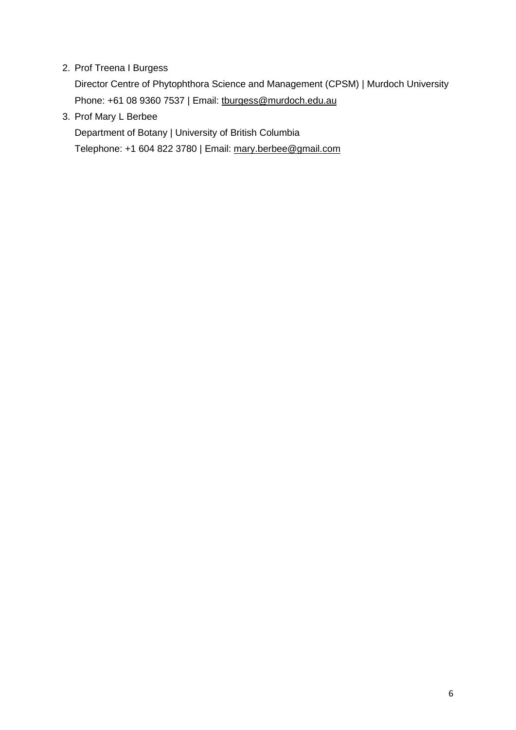2. Prof Treena I Burgess

   Director Centre of Phytophthora Science and Management (CPSM) | Murdoch University

   Phone: +61 08 9360 7537 | Email: tburgess@murdoch.edu.au

3. Prof Mary L Berbee

   Department of Botany | University of British Columbia

   Telephone: +1 604 822 3780 | Email: mary.berbee@gmail.com